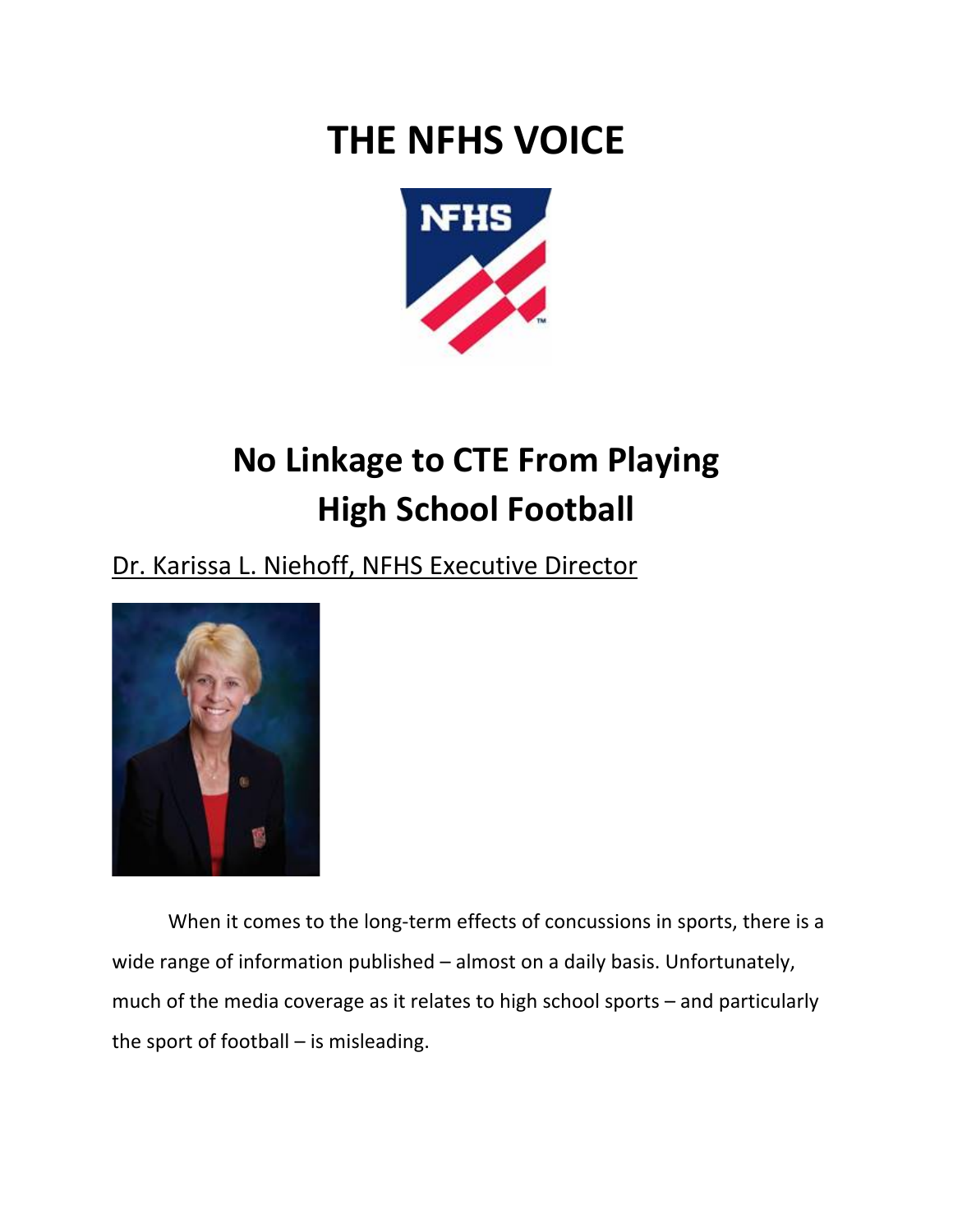# THE NFHS VOICE

## No Linkage to CTE From Playing High School Football

Dr. Karissa L. Niehoff, NFHS Executive Director

When it comes to the long-term effects of concussions in sports, there is a wide range of information published – almost on a daily basis. Unfortunately, much of the media coverage as it relates to high school sports – and particularly the sport of football – is misleading.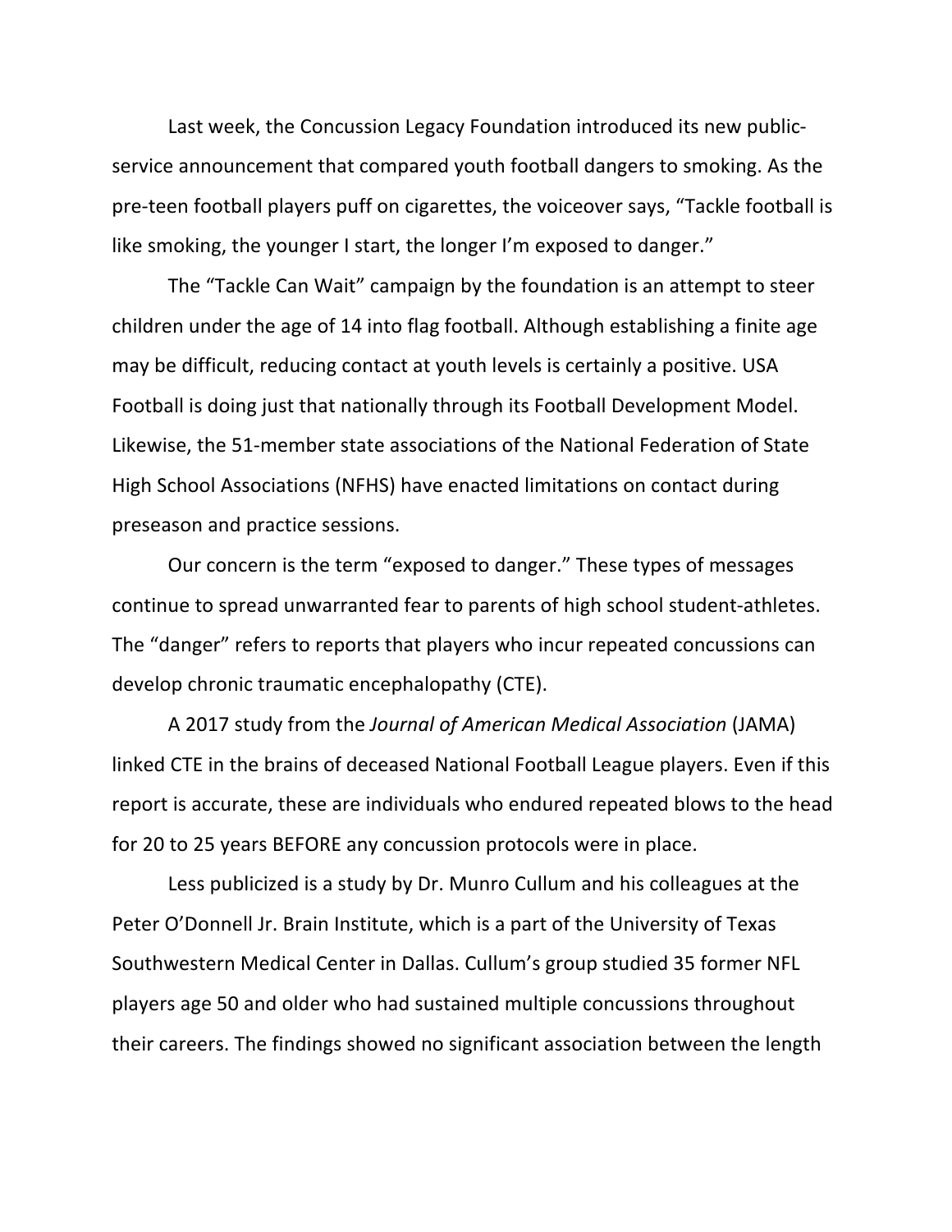Last week, the Concussion Legacy Foundation introduced its new public-service announcement that compared youth football dangers to smoking. As the pre-teen football players puff on cigarettes, the voiceover says, “Tackle football is like smoking, the younger I start, the longer I’m exposed to danger.”

The “Tackle Can Wait” campaign by the foundation is an attempt to steer children under the age of 14 into flag football. Although establishing a finite age may be difficult, reducing contact at youth levels is certainly a positive. USA Football is doing just that nationally through its Football Development Model. Likewise, the 51-member state associations of the National Federation of State High School Associations (NFHS) have enacted limitations on contact during preseason and practice sessions.

Our concern is the term “exposed to danger.” These types of messages continue to spread unwarranted fear to parents of high school student-athletes. The “danger” refers to reports that players who incur repeated concussions can develop chronic traumatic encephalopathy (CTE).

A 2017 study from the *Journal of American Medical Association* (JAMA) linked CTE in the brains of deceased National Football League players. Even if this report is accurate, these are individuals who endured repeated blows to the head for 20 to 25 years BEFORE any concussion protocols were in place.

Less publicized is a study by Dr. Munro Cullum and his colleagues at the Peter O’Donnell Jr. Brain Institute, which is a part of the University of Texas Southwestern Medical Center in Dallas. Cullum’s group studied 35 former NFL players age 50 and older who had sustained multiple concussions throughout their careers. The findings showed no significant association between the length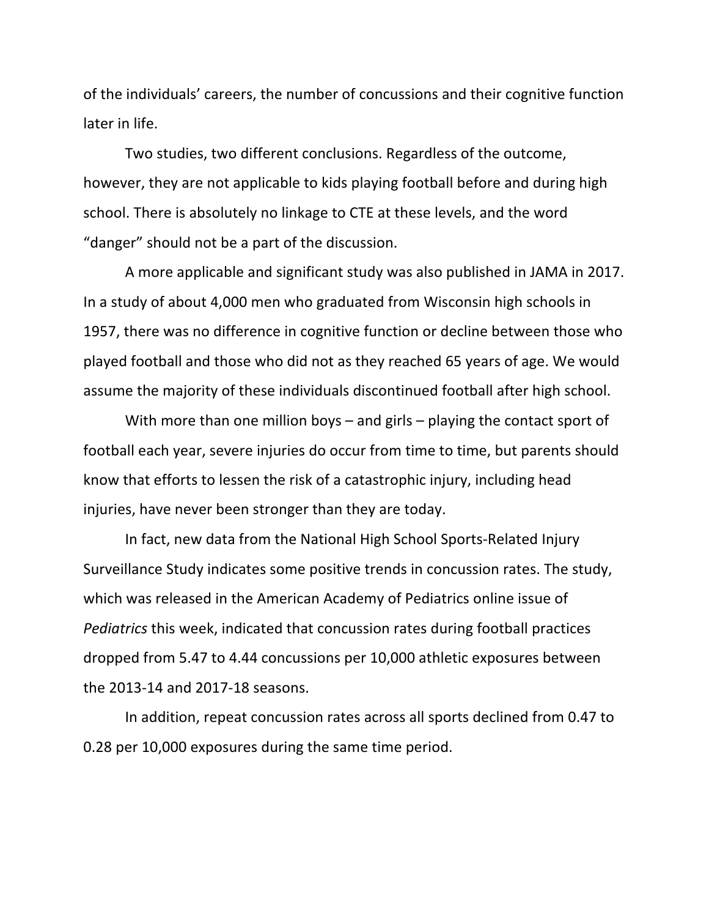of the individuals' careers, the number of concussions and their cognitive function later in life.

Two studies, two different conclusions. Regardless of the outcome, however, they are not applicable to kids playing football before and during high school. There is absolutely no linkage to CTE at these levels, and the word "danger" should not be a part of the discussion.

A more applicable and significant study was also published in JAMA in 2017. In a study of about 4,000 men who graduated from Wisconsin high schools in 1957, there was no difference in cognitive function or decline between those who played football and those who did not as they reached 65 years of age. We would assume the majority of these individuals discontinued football after high school.

With more than one million boys – and girls – playing the contact sport of football each year, severe injuries do occur from time to time, but parents should know that efforts to lessen the risk of a catastrophic injury, including head injuries, have never been stronger than they are today.

In fact, new data from the National High School Sports-Related Injury Surveillance Study indicates some positive trends in concussion rates. The study, which was released in the American Academy of Pediatrics online issue of *Pediatrics* this week, indicated that concussion rates during football practices dropped from 5.47 to 4.44 concussions per 10,000 athletic exposures between the 2013-14 and 2017-18 seasons.

In addition, repeat concussion rates across all sports declined from 0.47 to 0.28 per 10,000 exposures during the same time period.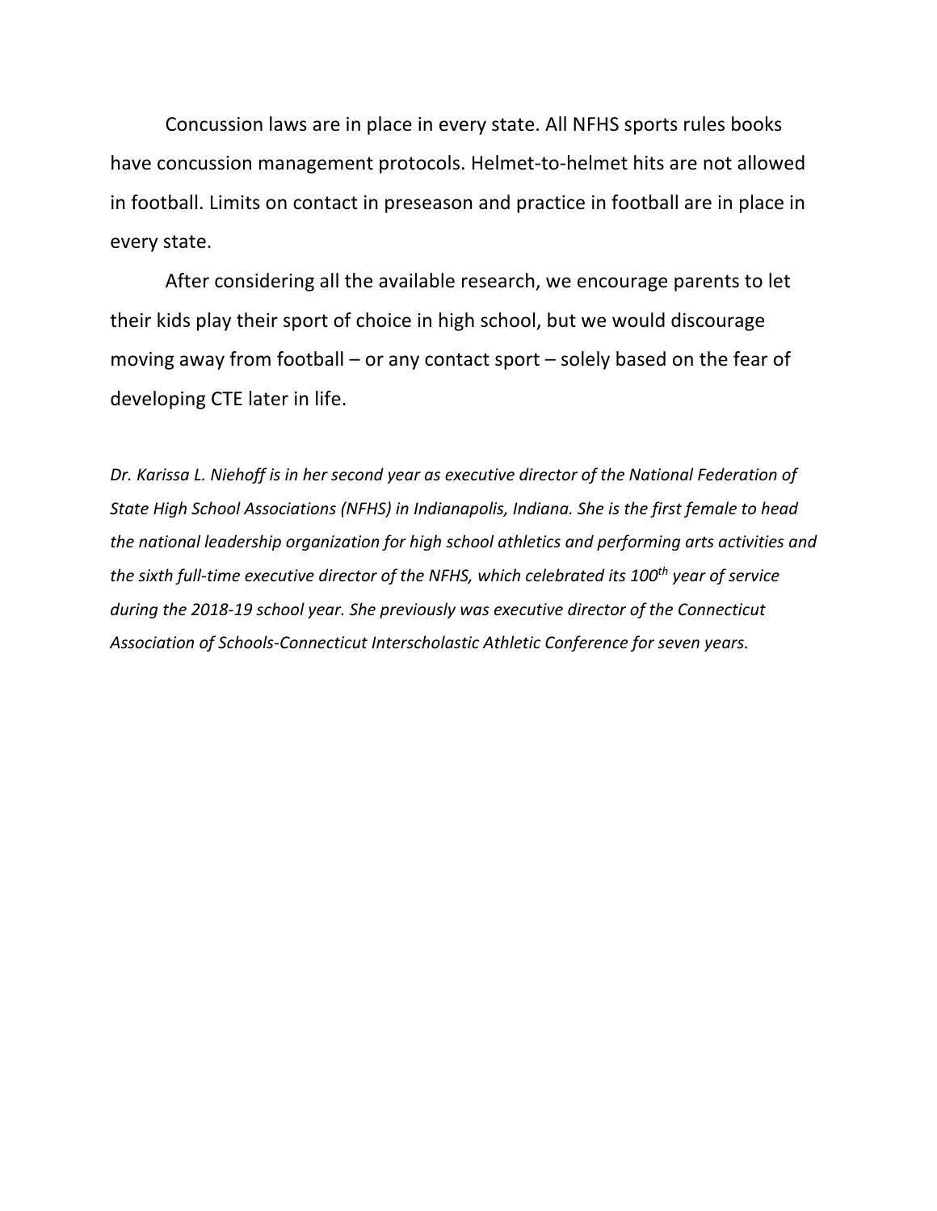Concussion laws are in place in every state. All NFHS sports rules books have concussion management protocols. Helmet-to-helmet hits are not allowed in football. Limits on contact in preseason and practice in football are in place in every state.

After considering all the available research, we encourage parents to let their kids play their sport of choice in high school, but we would discourage moving away from football – or any contact sport – solely based on the fear of developing CTE later in life.

*Dr. Karissa L. Niehoff is in her second year as executive director of the National Federation of State High School Associations (NFHS) in Indianapolis, Indiana. She is the first female to head the national leadership organization for high school athletics and performing arts activities and the sixth full-time executive director of the NFHS, which celebrated its 100th year of service during the 2018-19 school year. She previously was executive director of the Connecticut Association of Schools-Connecticut Interscholastic Athletic Conference for seven years.*